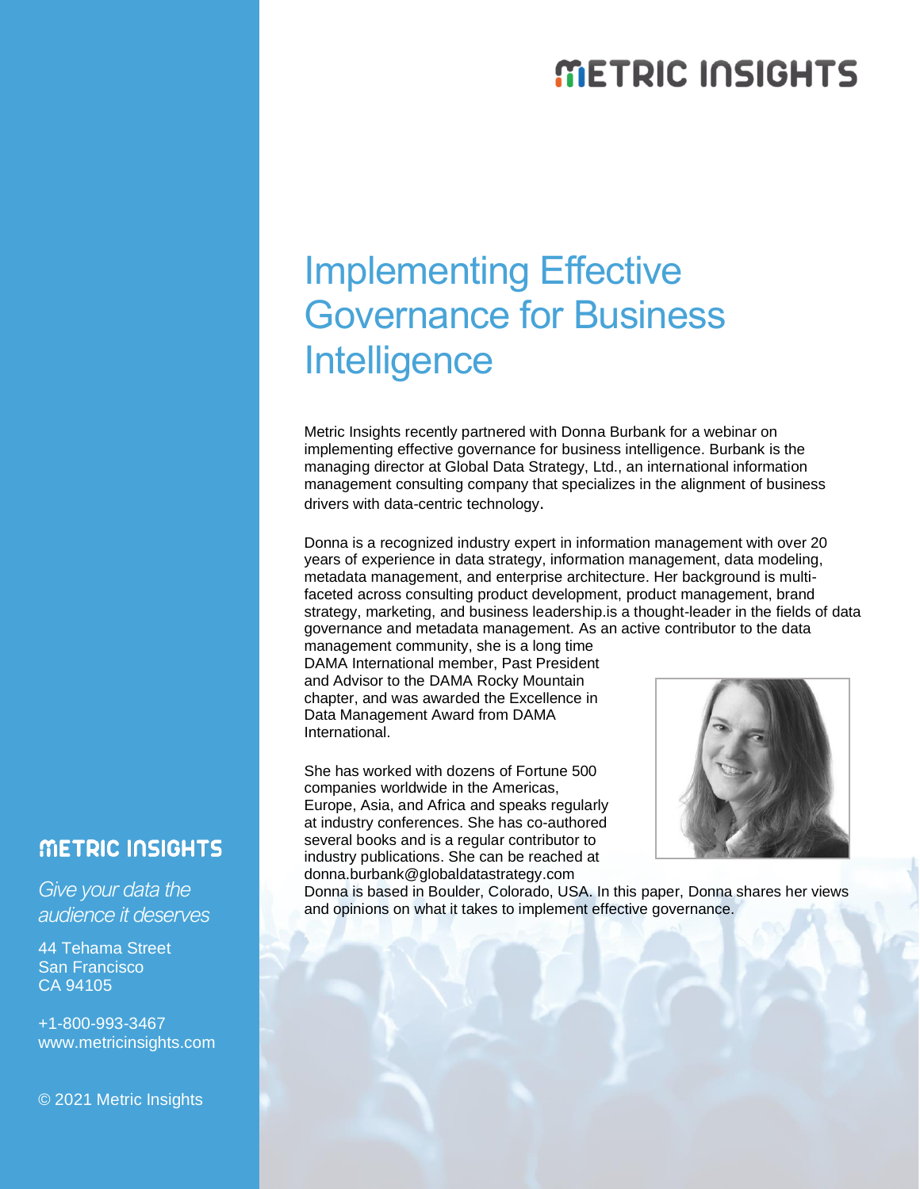# METRIC INSIGHTS

# Implementing Effective Governance for Business Intelligence

Metric Insights recently partnered with Donna Burbank for a webinar on implementing effective governance for business intelligence. Burbank is the managing director at Global Data Strategy, Ltd., an international information management consulting company that specializes in the alignment of business drivers with data-centric technology.

Donna is a recognized industry expert in information management with over 20 years of experience in data strategy, information management, data modeling, metadata management, and enterprise architecture. Her background is multi-faceted across consulting product development, product management, brand strategy, marketing, and business leadership.is a thought-leader in the fields of data governance and metadata management. As an active contributor to the data management community, she is a long time DAMA International member, Past President and Advisor to the DAMA Rocky Mountain chapter, and was awarded the Excellence in Data Management Award from DAMA International.

She has worked with dozens of Fortune 500 companies worldwide in the Americas, Europe, Asia, and Africa and speaks regularly at industry conferences. She has co-authored several books and is a regular contributor to industry publications. She can be reached at donna.burbank@globaldatastrategy.com Donna is based in Boulder, Colorado, USA. In this paper, Donna shares her views and opinions on what it takes to implement effective governance.

**METRIC INSIGHTS**

*Give your data the audience it deserves*

44 Tehama Street
San Francisco
CA 94105

+1-800-993-3467
www.metricinsights.com

© 2021 Metric Insights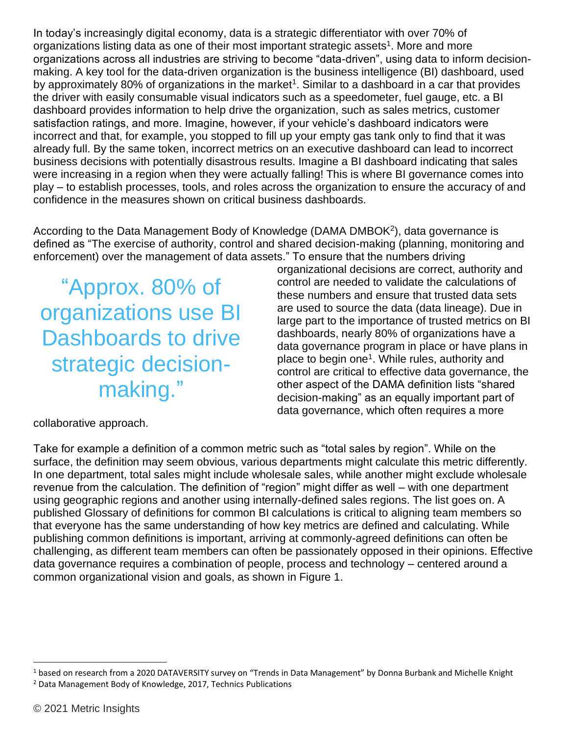In today's increasingly digital economy, data is a strategic differentiator with over 70% of organizations listing data as one of their most important strategic assets[1]. More and more organizations across all industries are striving to become "data-driven", using data to inform decision-making. A key tool for the data-driven organization is the business intelligence (BI) dashboard, used by approximately 80% of organizations in the market[1]. Similar to a dashboard in a car that provides the driver with easily consumable visual indicators such as a speedometer, fuel gauge, etc. a BI dashboard provides information to help drive the organization, such as sales metrics, customer satisfaction ratings, and more. Imagine, however, if your vehicle's dashboard indicators were incorrect and that, for example, you stopped to fill up your empty gas tank only to find that it was already full. By the same token, incorrect metrics on an executive dashboard can lead to incorrect business decisions with potentially disastrous results. Imagine a BI dashboard indicating that sales were increasing in a region when they were actually falling! This is where BI governance comes into play – to establish processes, tools, and roles across the organization to ensure the accuracy of and confidence in the measures shown on critical business dashboards.

According to the Data Management Body of Knowledge (DAMA DMBOK[2]), data governance is defined as "The exercise of authority, control and shared decision-making (planning, monitoring and enforcement) over the management of data assets." To ensure that the numbers driving organizational decisions are correct, authority and control are needed to validate the calculations of these numbers and ensure that trusted data sets are used to source the data (data lineage). Due in large part to the importance of trusted metrics on BI dashboards, nearly 80% of organizations have a data governance program in place or have plans in place to begin one[1]. While rules, authority and control are critical to effective data governance, the other aspect of the DAMA definition lists "shared decision-making" as an equally important part of data governance, which often requires a more collaborative approach.

> "Approx. 80% of organizations use BI Dashboards to drive strategic decision-making."

Take for example a definition of a common metric such as "total sales by region". While on the surface, the definition may seem obvious, various departments might calculate this metric differently. In one department, total sales might include wholesale sales, while another might exclude wholesale revenue from the calculation. The definition of "region" might differ as well – with one department using geographic regions and another using internally-defined sales regions. The list goes on. A published Glossary of definitions for common BI calculations is critical to aligning team members so that everyone has the same understanding of how key metrics are defined and calculating. While publishing common definitions is important, arriving at commonly-agreed definitions can often be challenging, as different team members can often be passionately opposed in their opinions. Effective data governance requires a combination of people, process and technology – centered around a common organizational vision and goals, as shown in Figure 1.

---

[1] based on research from a 2020 DATAVERSITY survey on "Trends in Data Management" by Donna Burbank and Michelle Knight

[2] Data Management Body of Knowledge, 2017, Technics Publications

© 2021 Metric Insights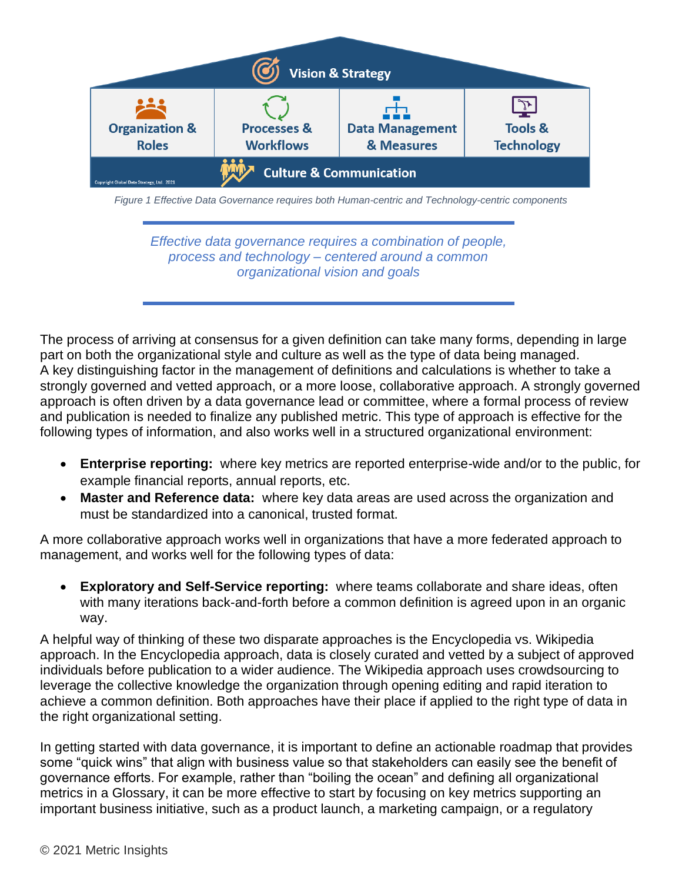Vision & Strategy

| Organization & Roles | Processes & Workflows | Data Management & Measures | Tools & Technology |
|---|---|---|---|

Culture & Communication

Copyright Global Data Strategy, Ltd. 2021

*Figure 1 Effective Data Governance requires both Human-centric and Technology-centric components*

---

*Effective data governance requires a combination of people, process and technology – centered around a common organizational vision and goals*

---

The process of arriving at consensus for a given definition can take many forms, depending in large part on both the organizational style and culture as well as the type of data being managed. A key distinguishing factor in the management of definitions and calculations is whether to take a strongly governed and vetted approach, or a more loose, collaborative approach. A strongly governed approach is often driven by a data governance lead or committee, where a formal process of review and publication is needed to finalize any published metric. This type of approach is effective for the following types of information, and also works well in a structured organizational environment:

- **Enterprise reporting:** where key metrics are reported enterprise-wide and/or to the public, for example financial reports, annual reports, etc.
- **Master and Reference data:** where key data areas are used across the organization and must be standardized into a canonical, trusted format.

A more collaborative approach works well in organizations that have a more federated approach to management, and works well for the following types of data:

- **Exploratory and Self-Service reporting:** where teams collaborate and share ideas, often with many iterations back-and-forth before a common definition is agreed upon in an organic way.

A helpful way of thinking of these two disparate approaches is the Encyclopedia vs. Wikipedia approach. In the Encyclopedia approach, data is closely curated and vetted by a subject of approved individuals before publication to a wider audience. The Wikipedia approach uses crowdsourcing to leverage the collective knowledge the organization through opening editing and rapid iteration to achieve a common definition. Both approaches have their place if applied to the right type of data in the right organizational setting.

In getting started with data governance, it is important to define an actionable roadmap that provides some "quick wins" that align with business value so that stakeholders can easily see the benefit of governance efforts. For example, rather than "boiling the ocean" and defining all organizational metrics in a Glossary, it can be more effective to start by focusing on key metrics supporting an important business initiative, such as a product launch, a marketing campaign, or a regulatory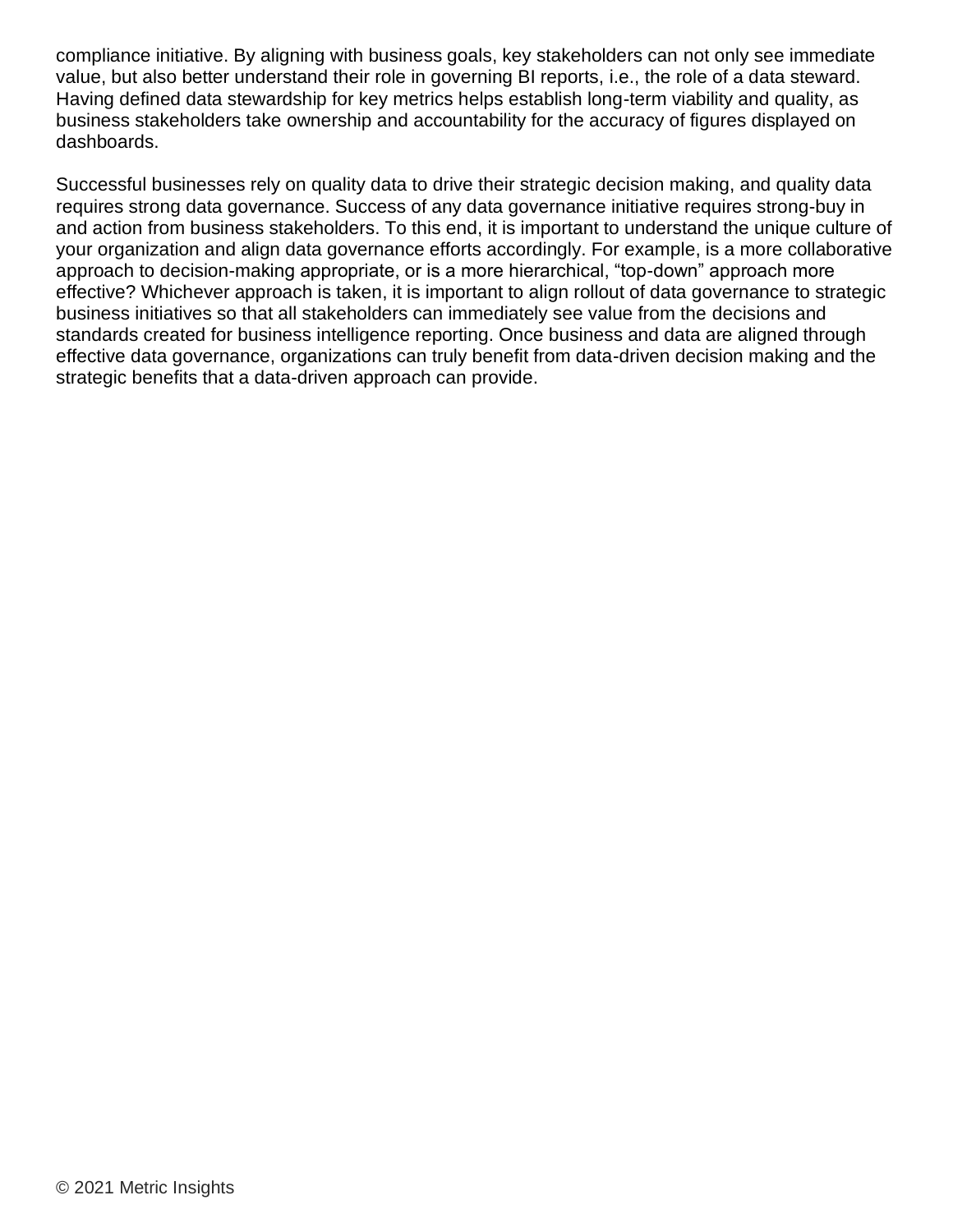compliance initiative. By aligning with business goals, key stakeholders can not only see immediate value, but also better understand their role in governing BI reports, i.e., the role of a data steward. Having defined data stewardship for key metrics helps establish long-term viability and quality, as business stakeholders take ownership and accountability for the accuracy of figures displayed on dashboards.

Successful businesses rely on quality data to drive their strategic decision making, and quality data requires strong data governance. Success of any data governance initiative requires strong-buy in and action from business stakeholders. To this end, it is important to understand the unique culture of your organization and align data governance efforts accordingly. For example, is a more collaborative approach to decision-making appropriate, or is a more hierarchical, “top-down” approach more effective? Whichever approach is taken, it is important to align rollout of data governance to strategic business initiatives so that all stakeholders can immediately see value from the decisions and standards created for business intelligence reporting. Once business and data are aligned through effective data governance, organizations can truly benefit from data-driven decision making and the strategic benefits that a data-driven approach can provide.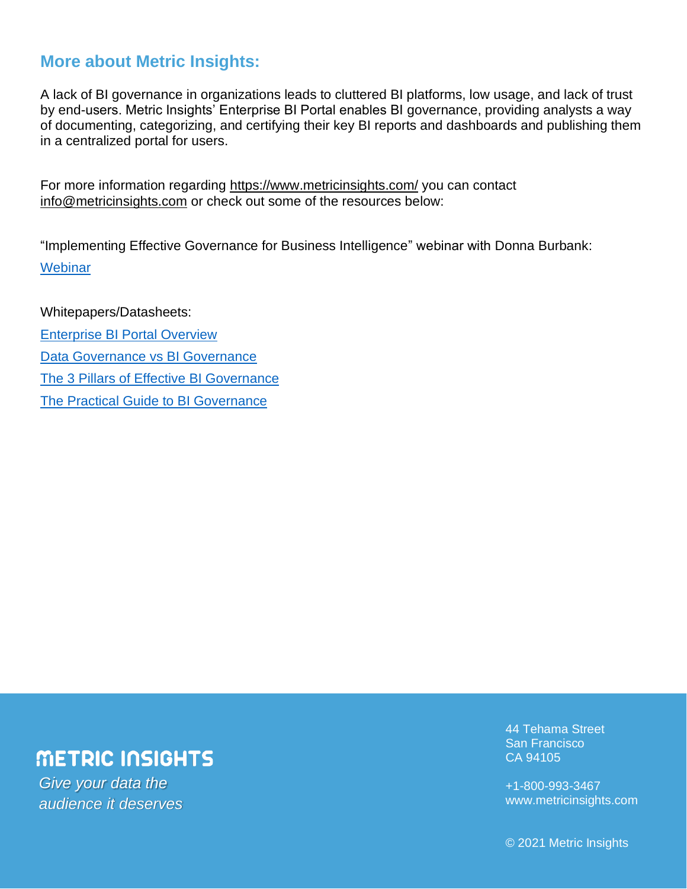## More about Metric Insights:

A lack of BI governance in organizations leads to cluttered BI platforms, low usage, and lack of trust by end-users. Metric Insights' Enterprise BI Portal enables BI governance, providing analysts a way of documenting, categorizing, and certifying their key BI reports and dashboards and publishing them in a centralized portal for users.

For more information regarding https://www.metricinsights.com/ you can contact info@metricinsights.com or check out some of the resources below:

"Implementing Effective Governance for Business Intelligence" webinar with Donna Burbank:

Webinar

Whitepapers/Datasheets:

Enterprise BI Portal Overview

Data Governance vs BI Governance

The 3 Pillars of Effective BI Governance

The Practical Guide to BI Governance

METRIC INSIGHTS

*Give your data the audience it deserves*

44 Tehama Street
San Francisco
CA 94105

+1-800-993-3467
www.metricinsights.com

© 2021 Metric Insights